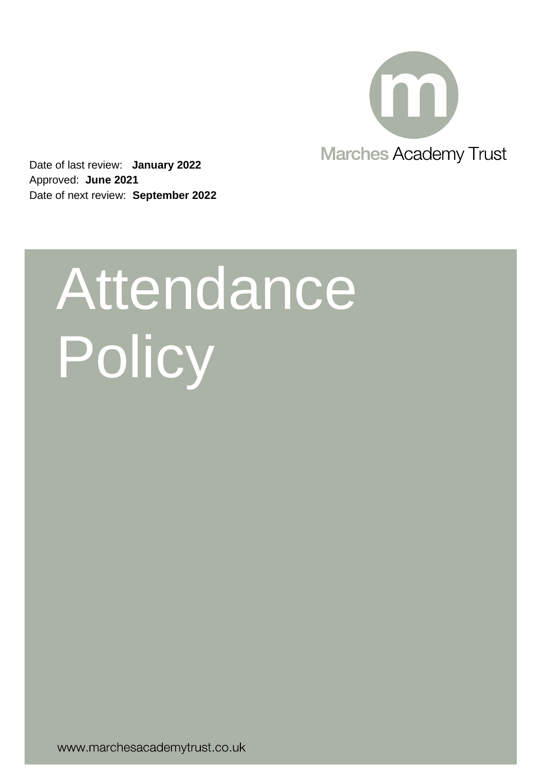Marches Academy Trust

Date of last review: **January 2022**
Approved: **June 2021**
Date of next review: **September 2022**

# Attendance Policy

www.marchesacademytrust.co.uk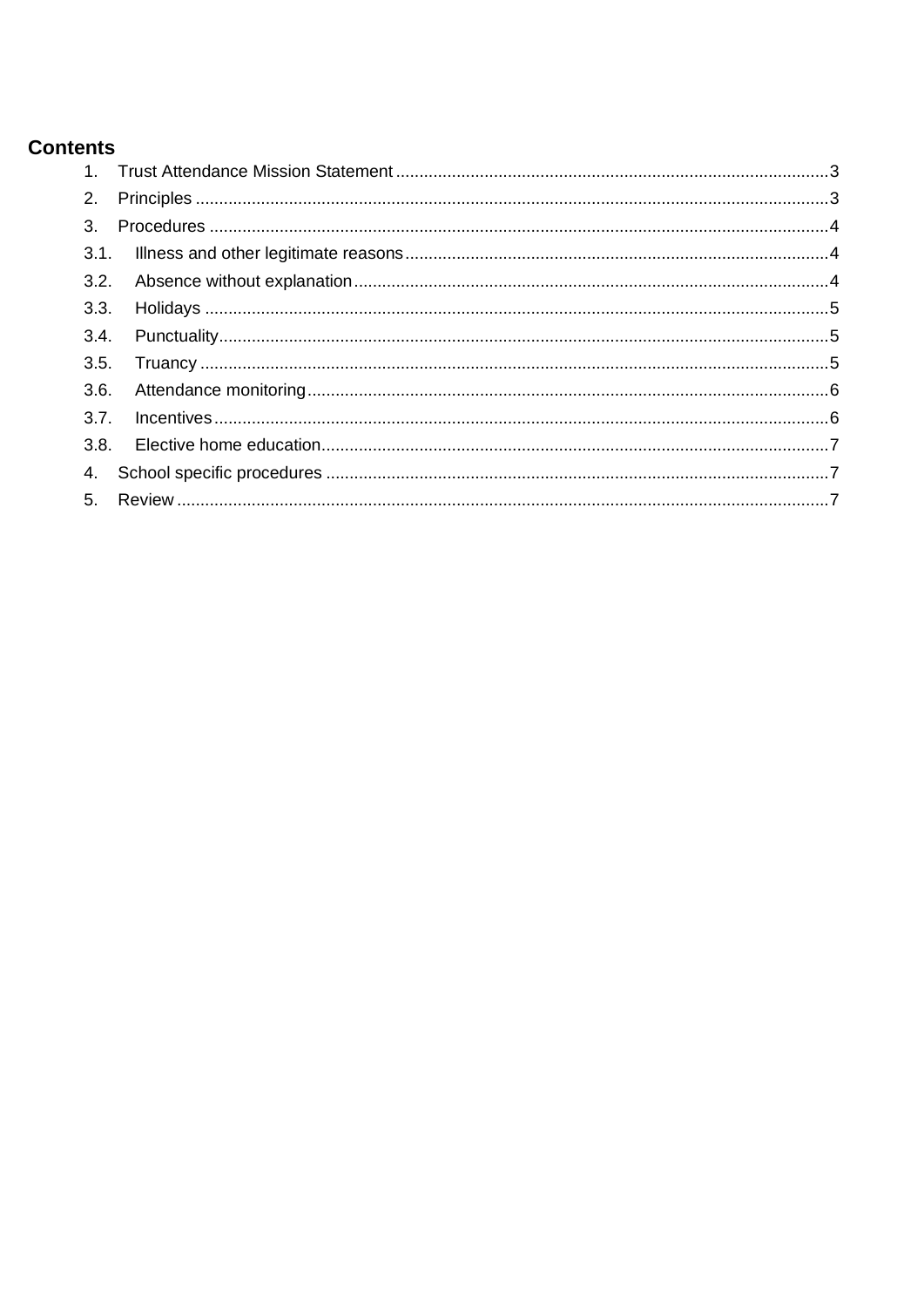## Contents

1. Trust Attendance Mission Statement ........ 3
2. Principles ........ 3
3. Procedures ........ 4
   - 3.1. Illness and other legitimate reasons ........ 4
   - 3.2. Absence without explanation ........ 4
   - 3.3. Holidays ........ 5
   - 3.4. Punctuality ........ 5
   - 3.5. Truancy ........ 5
   - 3.6. Attendance monitoring ........ 6
   - 3.7. Incentives ........ 6
   - 3.8. Elective home education ........ 7
4. School specific procedures ........ 7
5. Review ........ 7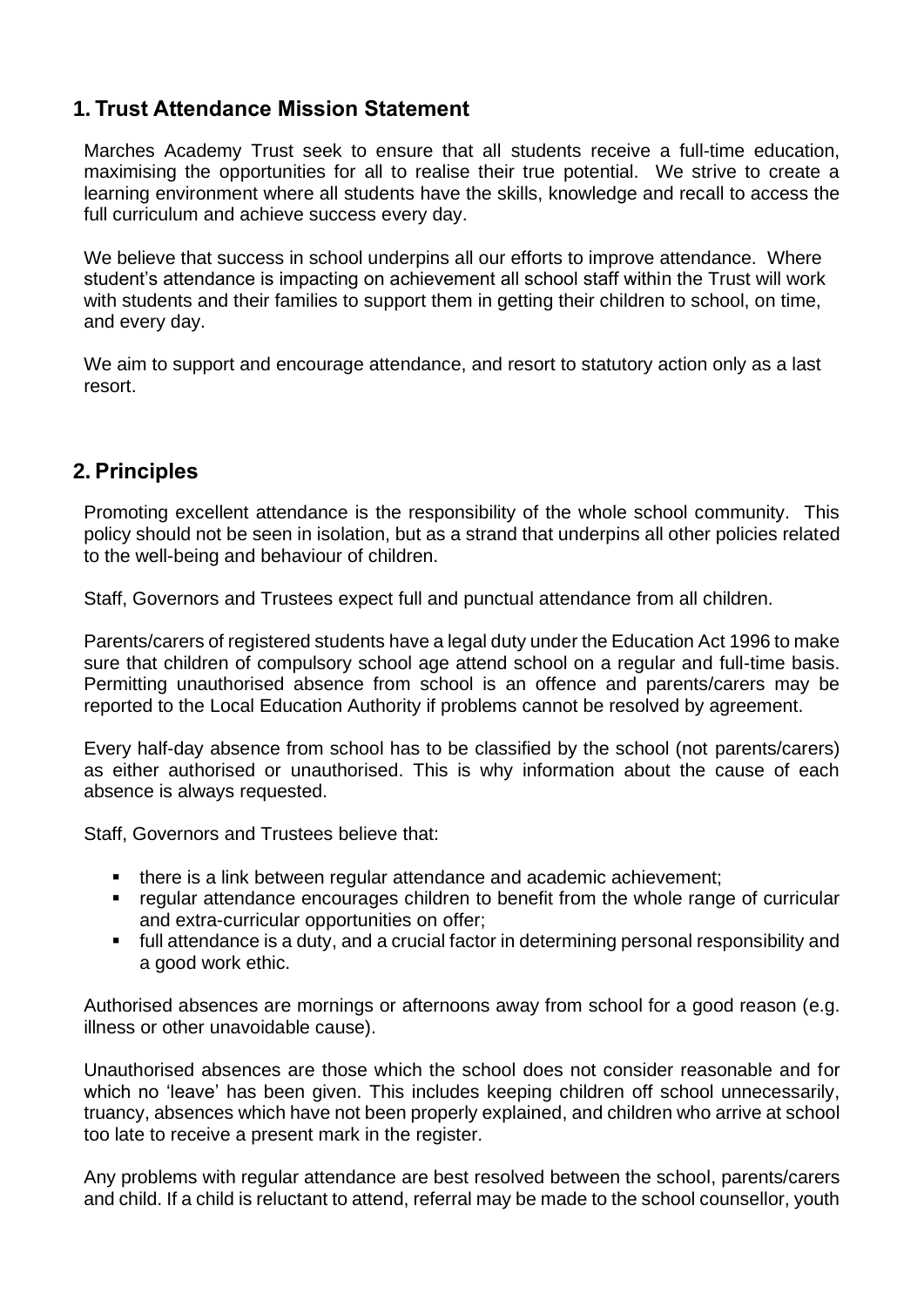## 1. Trust Attendance Mission Statement

Marches Academy Trust seek to ensure that all students receive a full-time education, maximising the opportunities for all to realise their true potential. We strive to create a learning environment where all students have the skills, knowledge and recall to access the full curriculum and achieve success every day.

We believe that success in school underpins all our efforts to improve attendance. Where student's attendance is impacting on achievement all school staff within the Trust will work with students and their families to support them in getting their children to school, on time, and every day.

We aim to support and encourage attendance, and resort to statutory action only as a last resort.

## 2. Principles

Promoting excellent attendance is the responsibility of the whole school community. This policy should not be seen in isolation, but as a strand that underpins all other policies related to the well-being and behaviour of children.

Staff, Governors and Trustees expect full and punctual attendance from all children.

Parents/carers of registered students have a legal duty under the Education Act 1996 to make sure that children of compulsory school age attend school on a regular and full-time basis. Permitting unauthorised absence from school is an offence and parents/carers may be reported to the Local Education Authority if problems cannot be resolved by agreement.

Every half-day absence from school has to be classified by the school (not parents/carers) as either authorised or unauthorised. This is why information about the cause of each absence is always requested.

Staff, Governors and Trustees believe that:

- there is a link between regular attendance and academic achievement;
- regular attendance encourages children to benefit from the whole range of curricular and extra-curricular opportunities on offer;
- full attendance is a duty, and a crucial factor in determining personal responsibility and a good work ethic.

Authorised absences are mornings or afternoons away from school for a good reason (e.g. illness or other unavoidable cause).

Unauthorised absences are those which the school does not consider reasonable and for which no 'leave' has been given. This includes keeping children off school unnecessarily, truancy, absences which have not been properly explained, and children who arrive at school too late to receive a present mark in the register.

Any problems with regular attendance are best resolved between the school, parents/carers and child. If a child is reluctant to attend, referral may be made to the school counsellor, youth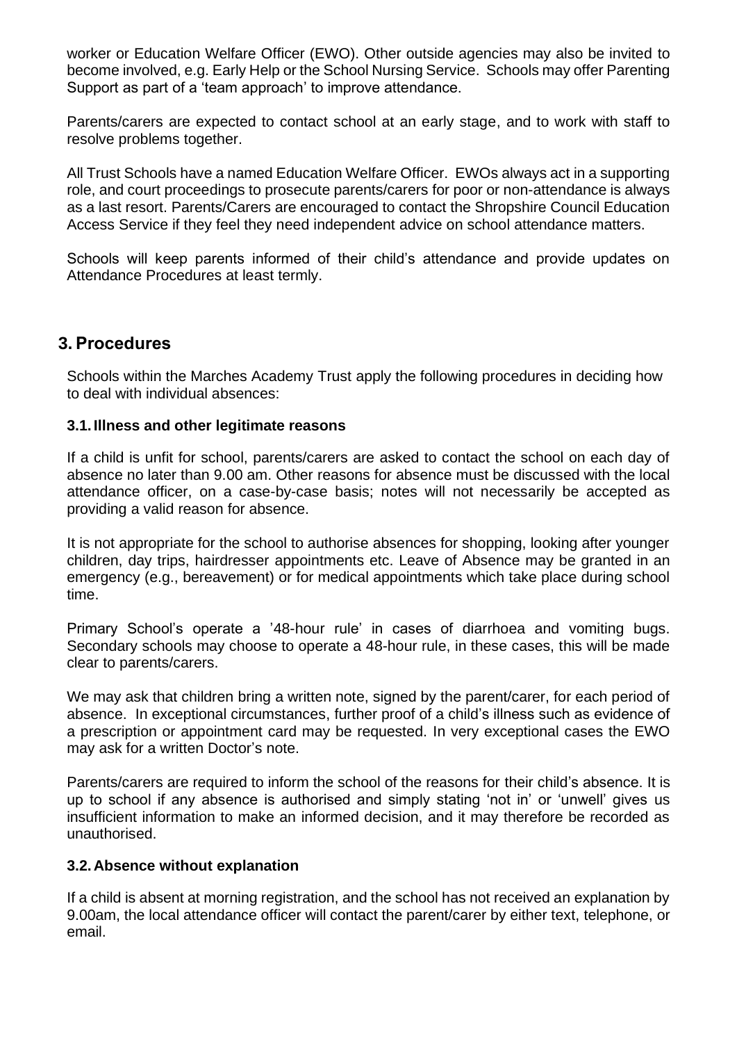worker or Education Welfare Officer (EWO). Other outside agencies may also be invited to become involved, e.g. Early Help or the School Nursing Service. Schools may offer Parenting Support as part of a 'team approach' to improve attendance.

Parents/carers are expected to contact school at an early stage, and to work with staff to resolve problems together.

All Trust Schools have a named Education Welfare Officer. EWOs always act in a supporting role, and court proceedings to prosecute parents/carers for poor or non-attendance is always as a last resort. Parents/Carers are encouraged to contact the Shropshire Council Education Access Service if they feel they need independent advice on school attendance matters.

Schools will keep parents informed of their child's attendance and provide updates on Attendance Procedures at least termly.

## 3. Procedures

Schools within the Marches Academy Trust apply the following procedures in deciding how to deal with individual absences:

### 3.1. Illness and other legitimate reasons

If a child is unfit for school, parents/carers are asked to contact the school on each day of absence no later than 9.00 am. Other reasons for absence must be discussed with the local attendance officer, on a case-by-case basis; notes will not necessarily be accepted as providing a valid reason for absence.

It is not appropriate for the school to authorise absences for shopping, looking after younger children, day trips, hairdresser appointments etc. Leave of Absence may be granted in an emergency (e.g., bereavement) or for medical appointments which take place during school time.

Primary School's operate a '48-hour rule' in cases of diarrhoea and vomiting bugs. Secondary schools may choose to operate a 48-hour rule, in these cases, this will be made clear to parents/carers.

We may ask that children bring a written note, signed by the parent/carer, for each period of absence. In exceptional circumstances, further proof of a child's illness such as evidence of a prescription or appointment card may be requested. In very exceptional cases the EWO may ask for a written Doctor's note.

Parents/carers are required to inform the school of the reasons for their child's absence. It is up to school if any absence is authorised and simply stating 'not in' or 'unwell' gives us insufficient information to make an informed decision, and it may therefore be recorded as unauthorised.

### 3.2. Absence without explanation

If a child is absent at morning registration, and the school has not received an explanation by 9.00am, the local attendance officer will contact the parent/carer by either text, telephone, or email.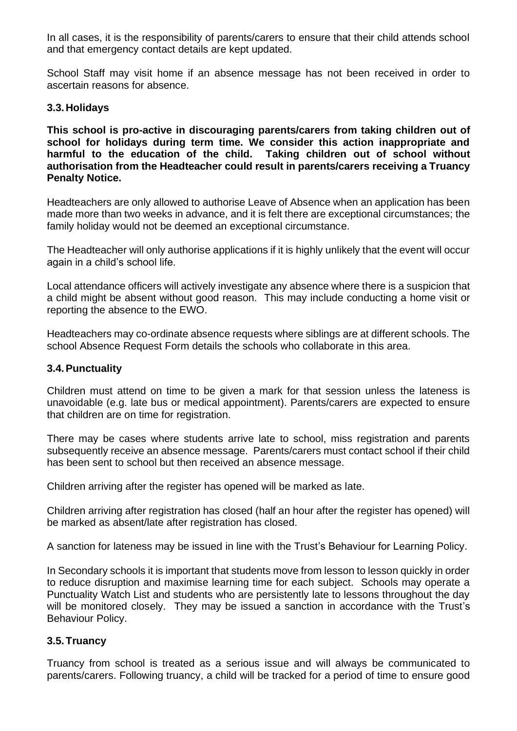In all cases, it is the responsibility of parents/carers to ensure that their child attends school and that emergency contact details are kept updated.

School Staff may visit home if an absence message has not been received in order to ascertain reasons for absence.

### 3.3. Holidays

**This school is pro-active in discouraging parents/carers from taking children out of school for holidays during term time. We consider this action inappropriate and harmful to the education of the child. Taking children out of school without authorisation from the Headteacher could result in parents/carers receiving a Truancy Penalty Notice.**

Headteachers are only allowed to authorise Leave of Absence when an application has been made more than two weeks in advance, and it is felt there are exceptional circumstances; the family holiday would not be deemed an exceptional circumstance.

The Headteacher will only authorise applications if it is highly unlikely that the event will occur again in a child's school life.

Local attendance officers will actively investigate any absence where there is a suspicion that a child might be absent without good reason. This may include conducting a home visit or reporting the absence to the EWO.

Headteachers may co-ordinate absence requests where siblings are at different schools. The school Absence Request Form details the schools who collaborate in this area.

### 3.4. Punctuality

Children must attend on time to be given a mark for that session unless the lateness is unavoidable (e.g. late bus or medical appointment). Parents/carers are expected to ensure that children are on time for registration.

There may be cases where students arrive late to school, miss registration and parents subsequently receive an absence message. Parents/carers must contact school if their child has been sent to school but then received an absence message.

Children arriving after the register has opened will be marked as late.

Children arriving after registration has closed (half an hour after the register has opened) will be marked as absent/late after registration has closed.

A sanction for lateness may be issued in line with the Trust's Behaviour for Learning Policy.

In Secondary schools it is important that students move from lesson to lesson quickly in order to reduce disruption and maximise learning time for each subject. Schools may operate a Punctuality Watch List and students who are persistently late to lessons throughout the day will be monitored closely. They may be issued a sanction in accordance with the Trust's Behaviour Policy.

### 3.5. Truancy

Truancy from school is treated as a serious issue and will always be communicated to parents/carers. Following truancy, a child will be tracked for a period of time to ensure good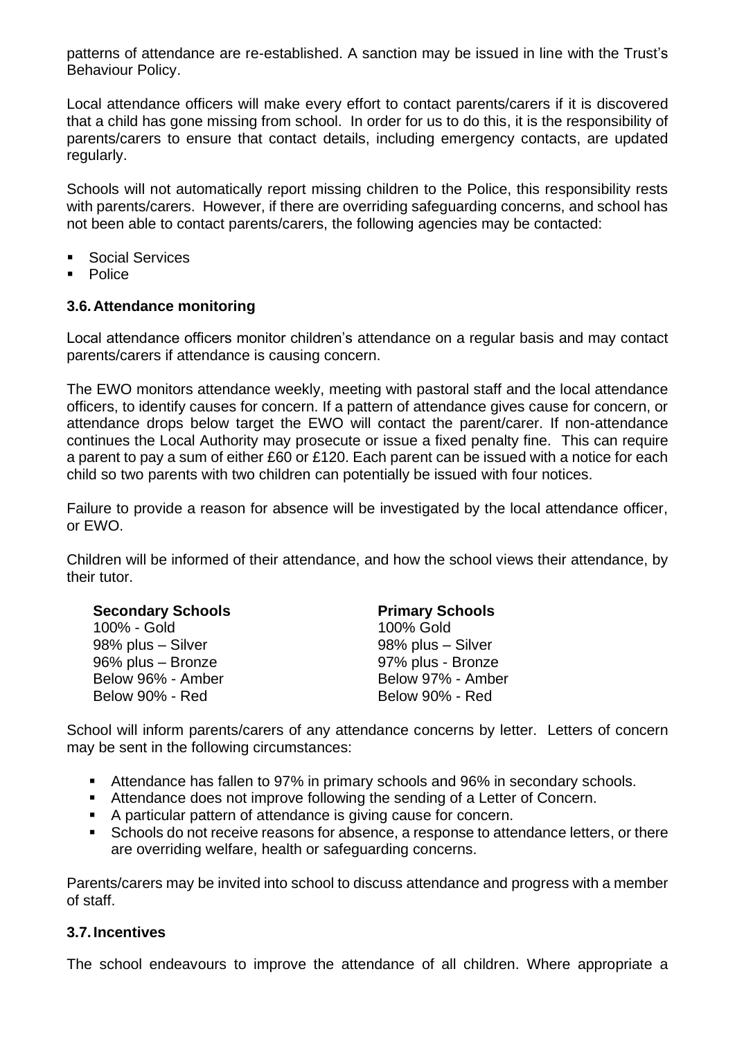patterns of attendance are re-established. A sanction may be issued in line with the Trust's Behaviour Policy.

Local attendance officers will make every effort to contact parents/carers if it is discovered that a child has gone missing from school. In order for us to do this, it is the responsibility of parents/carers to ensure that contact details, including emergency contacts, are updated regularly.

Schools will not automatically report missing children to the Police, this responsibility rests with parents/carers. However, if there are overriding safeguarding concerns, and school has not been able to contact parents/carers, the following agencies may be contacted:

- Social Services
- Police

### 3.6. Attendance monitoring

Local attendance officers monitor children's attendance on a regular basis and may contact parents/carers if attendance is causing concern.

The EWO monitors attendance weekly, meeting with pastoral staff and the local attendance officers, to identify causes for concern. If a pattern of attendance gives cause for concern, or attendance drops below target the EWO will contact the parent/carer. If non-attendance continues the Local Authority may prosecute or issue a fixed penalty fine. This can require a parent to pay a sum of either £60 or £120. Each parent can be issued with a notice for each child so two parents with two children can potentially be issued with four notices.

Failure to provide a reason for absence will be investigated by the local attendance officer, or EWO.

Children will be informed of their attendance, and how the school views their attendance, by their tutor.

| **Secondary Schools** | **Primary Schools** |
|---|---|
| 100% - Gold | 100% Gold |
| 98% plus – Silver | 98% plus – Silver |
| 96% plus – Bronze | 97% plus - Bronze |
| Below 96% - Amber | Below 97% - Amber |
| Below 90% - Red | Below 90% - Red |

School will inform parents/carers of any attendance concerns by letter. Letters of concern may be sent in the following circumstances:

- Attendance has fallen to 97% in primary schools and 96% in secondary schools.
- Attendance does not improve following the sending of a Letter of Concern.
- A particular pattern of attendance is giving cause for concern.
- Schools do not receive reasons for absence, a response to attendance letters, or there are overriding welfare, health or safeguarding concerns.

Parents/carers may be invited into school to discuss attendance and progress with a member of staff.

### 3.7. Incentives

The school endeavours to improve the attendance of all children. Where appropriate a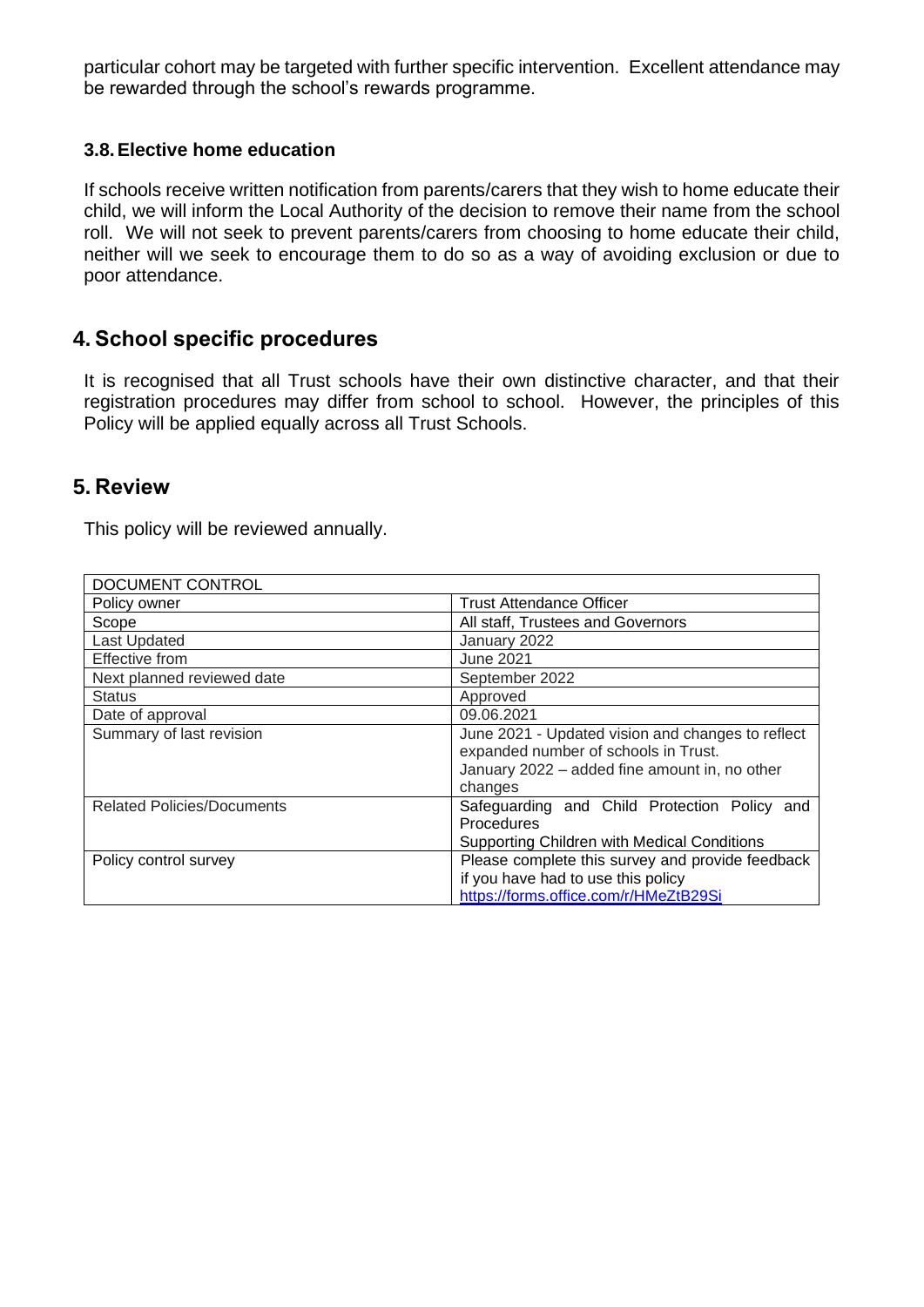particular cohort may be targeted with further specific intervention. Excellent attendance may be rewarded through the school's rewards programme.

### 3.8. Elective home education

If schools receive written notification from parents/carers that they wish to home educate their child, we will inform the Local Authority of the decision to remove their name from the school roll. We will not seek to prevent parents/carers from choosing to home educate their child, neither will we seek to encourage them to do so as a way of avoiding exclusion or due to poor attendance.

## 4. School specific procedures

It is recognised that all Trust schools have their own distinctive character, and that their registration procedures may differ from school to school. However, the principles of this Policy will be applied equally across all Trust Schools.

## 5. Review

This policy will be reviewed annually.

| DOCUMENT CONTROL | |
|---|---|
| Policy owner | Trust Attendance Officer |
| Scope | All staff, Trustees and Governors |
| Last Updated | January 2022 |
| Effective from | June 2021 |
| Next planned reviewed date | September 2022 |
| Status | Approved |
| Date of approval | 09.06.2021 |
| Summary of last revision | June 2021 - Updated vision and changes to reflect expanded number of schools in Trust.<br>January 2022 – added fine amount in, no other changes |
| Related Policies/Documents | Safeguarding and Child Protection Policy and Procedures<br>Supporting Children with Medical Conditions |
| Policy control survey | Please complete this survey and provide feedback if you have had to use this policy<br>https://forms.office.com/r/HMeZtB29Si |